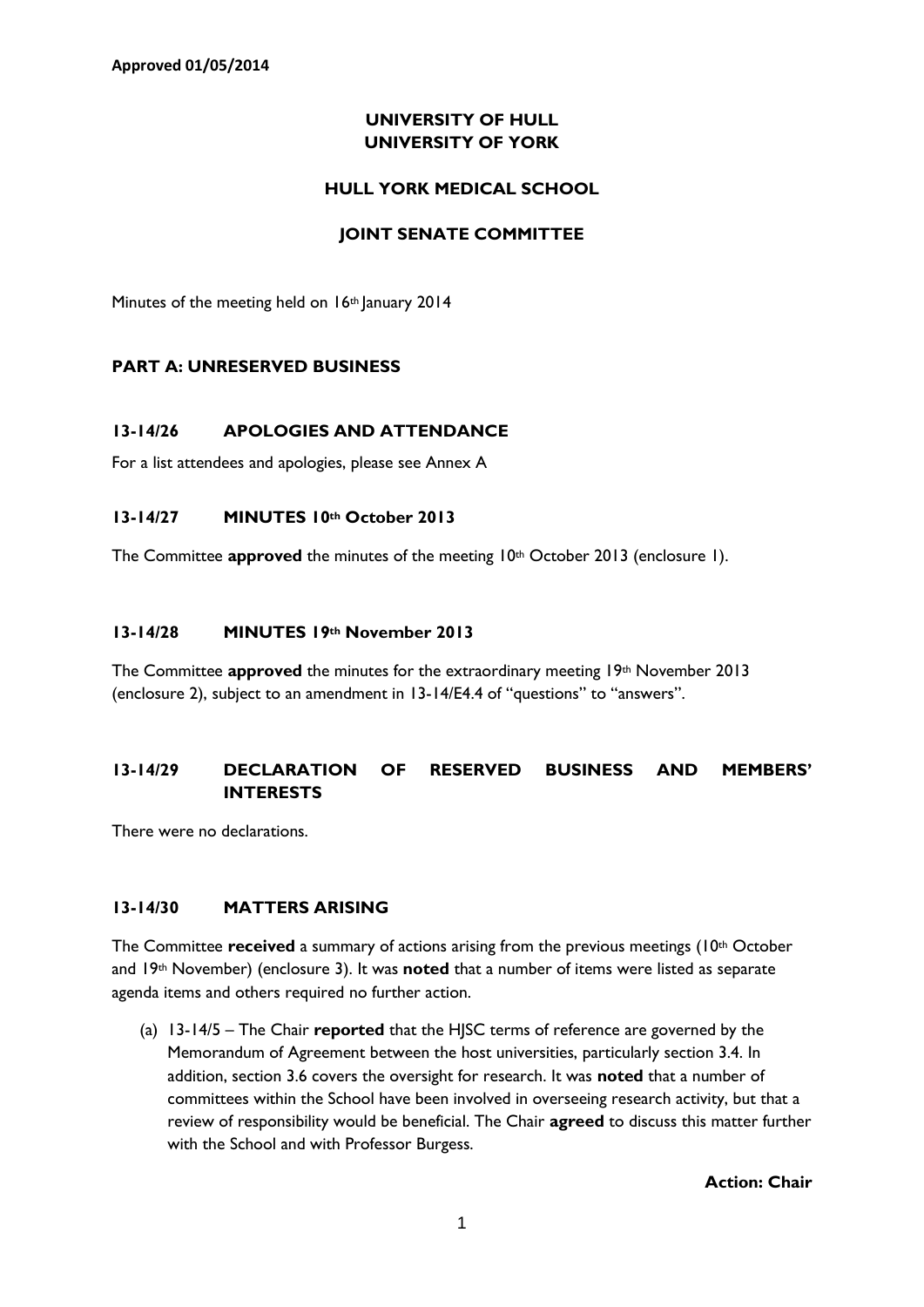**Approved 01/05/2014**

# UNIVERSITY OF HULL
# UNIVERSITY OF YORK

## HULL YORK MEDICAL SCHOOL

## JOINT SENATE COMMITTEE

Minutes of the meeting held on 16th January 2014

### PART A: UNRESERVED BUSINESS

### 13-14/26 APOLOGIES AND ATTENDANCE

For a list attendees and apologies, please see Annex A

### 13-14/27 MINUTES 10th October 2013

The Committee **approved** the minutes of the meeting 10th October 2013 (enclosure 1).

### 13-14/28 MINUTES 19th November 2013

The Committee **approved** the minutes for the extraordinary meeting 19th November 2013 (enclosure 2), subject to an amendment in 13-14/E4.4 of "questions" to "answers".

### 13-14/29 DECLARATION OF RESERVED BUSINESS AND MEMBERS' INTERESTS

There were no declarations.

### 13-14/30 MATTERS ARISING

The Committee **received** a summary of actions arising from the previous meetings (10th October and 19th November) (enclosure 3). It was **noted** that a number of items were listed as separate agenda items and others required no further action.

(a) 13-14/5 – The Chair **reported** that the HJSC terms of reference are governed by the Memorandum of Agreement between the host universities, particularly section 3.4. In addition, section 3.6 covers the oversight for research. It was **noted** that a number of committees within the School have been involved in overseeing research activity, but that a review of responsibility would be beneficial. The Chair **agreed** to discuss this matter further with the School and with Professor Burgess.

**Action: Chair**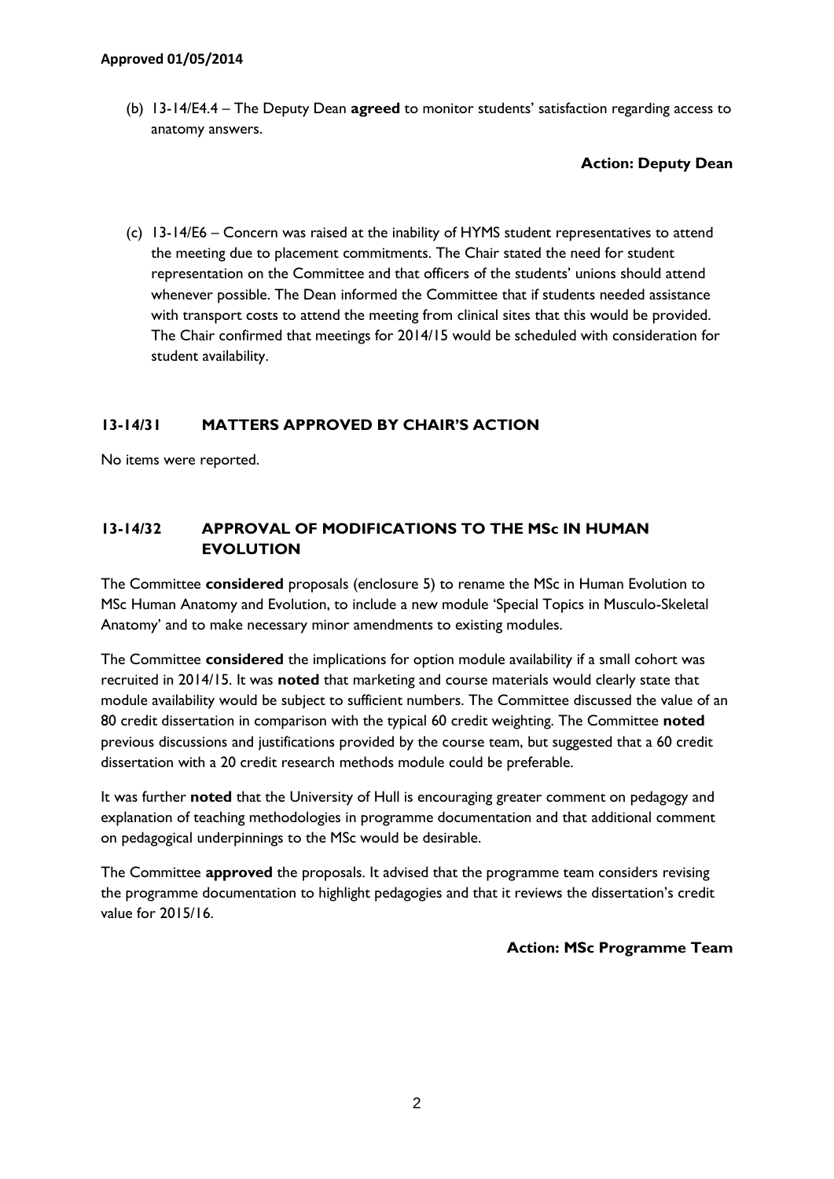**Approved 01/05/2014**

(b) 13-14/E4.4 – The Deputy Dean **agreed** to monitor students' satisfaction regarding access to anatomy answers.

**Action: Deputy Dean**

(c) 13-14/E6 – Concern was raised at the inability of HYMS student representatives to attend the meeting due to placement commitments. The Chair stated the need for student representation on the Committee and that officers of the students' unions should attend whenever possible. The Dean informed the Committee that if students needed assistance with transport costs to attend the meeting from clinical sites that this would be provided. The Chair confirmed that meetings for 2014/15 would be scheduled with consideration for student availability.

## 13-14/31 MATTERS APPROVED BY CHAIR'S ACTION

No items were reported.

## 13-14/32 APPROVAL OF MODIFICATIONS TO THE MSc IN HUMAN EVOLUTION

The Committee **considered** proposals (enclosure 5) to rename the MSc in Human Evolution to MSc Human Anatomy and Evolution, to include a new module 'Special Topics in Musculo-Skeletal Anatomy' and to make necessary minor amendments to existing modules.

The Committee **considered** the implications for option module availability if a small cohort was recruited in 2014/15. It was **noted** that marketing and course materials would clearly state that module availability would be subject to sufficient numbers. The Committee discussed the value of an 80 credit dissertation in comparison with the typical 60 credit weighting. The Committee **noted** previous discussions and justifications provided by the course team, but suggested that a 60 credit dissertation with a 20 credit research methods module could be preferable.

It was further **noted** that the University of Hull is encouraging greater comment on pedagogy and explanation of teaching methodologies in programme documentation and that additional comment on pedagogical underpinnings to the MSc would be desirable.

The Committee **approved** the proposals. It advised that the programme team considers revising the programme documentation to highlight pedagogies and that it reviews the dissertation's credit value for 2015/16.

**Action: MSc Programme Team**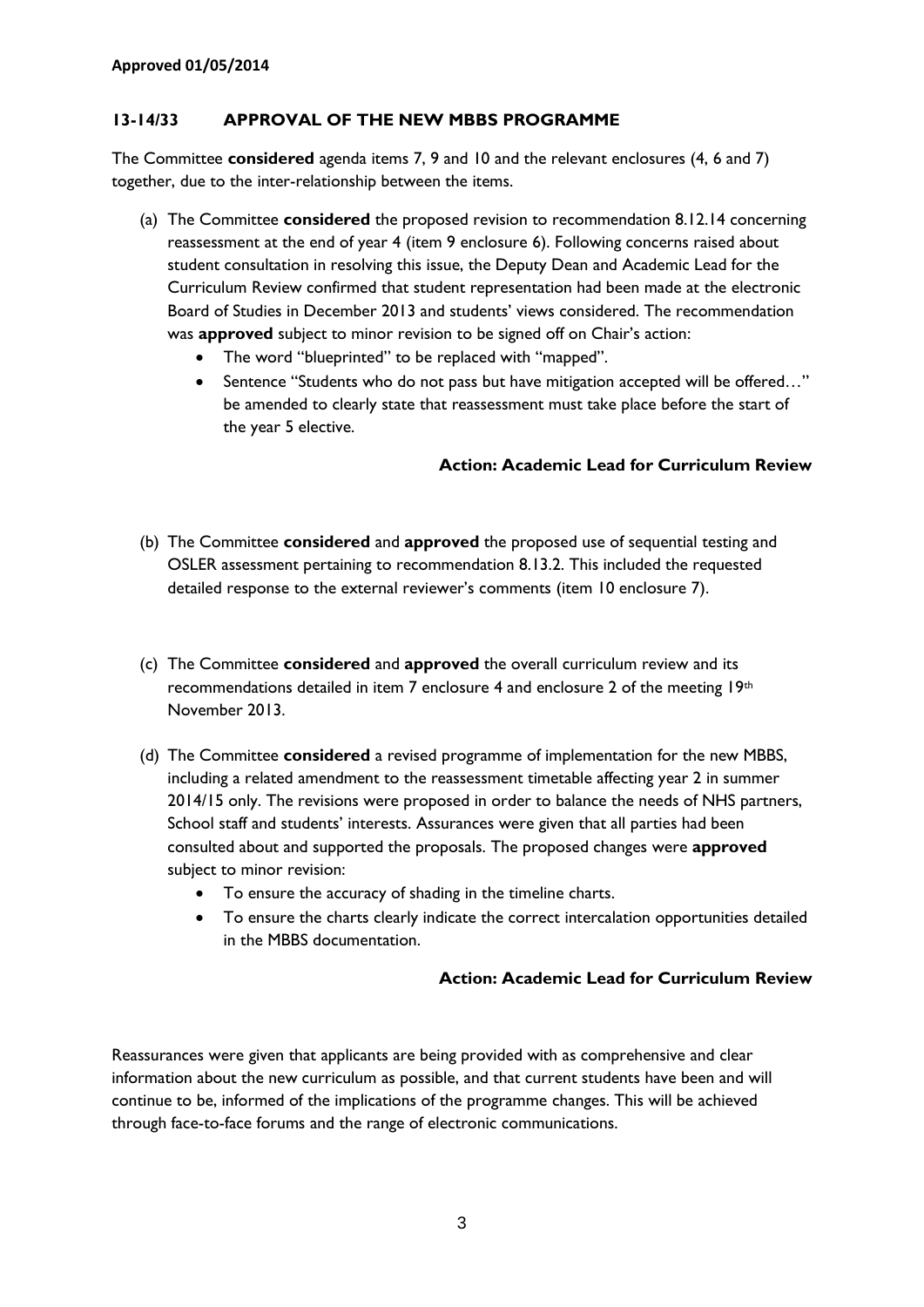**Approved 01/05/2014**

### 13-14/33 APPROVAL OF THE NEW MBBS PROGRAMME

The Committee **considered** agenda items 7, 9 and 10 and the relevant enclosures (4, 6 and 7) together, due to the inter-relationship between the items.

(a) The Committee **considered** the proposed revision to recommendation 8.12.14 concerning reassessment at the end of year 4 (item 9 enclosure 6). Following concerns raised about student consultation in resolving this issue, the Deputy Dean and Academic Lead for the Curriculum Review confirmed that student representation had been made at the electronic Board of Studies in December 2013 and students' views considered. The recommendation was **approved** subject to minor revision to be signed off on Chair's action:

- The word "blueprinted" to be replaced with "mapped".
- Sentence "Students who do not pass but have mitigation accepted will be offered…" be amended to clearly state that reassessment must take place before the start of the year 5 elective.

**Action: Academic Lead for Curriculum Review**

(b) The Committee **considered** and **approved** the proposed use of sequential testing and OSLER assessment pertaining to recommendation 8.13.2. This included the requested detailed response to the external reviewer's comments (item 10 enclosure 7).

(c) The Committee **considered** and **approved** the overall curriculum review and its recommendations detailed in item 7 enclosure 4 and enclosure 2 of the meeting 19th November 2013.

(d) The Committee **considered** a revised programme of implementation for the new MBBS, including a related amendment to the reassessment timetable affecting year 2 in summer 2014/15 only. The revisions were proposed in order to balance the needs of NHS partners, School staff and students' interests. Assurances were given that all parties had been consulted about and supported the proposals. The proposed changes were **approved** subject to minor revision:

- To ensure the accuracy of shading in the timeline charts.
- To ensure the charts clearly indicate the correct intercalation opportunities detailed in the MBBS documentation.

**Action: Academic Lead for Curriculum Review**

Reassurances were given that applicants are being provided with as comprehensive and clear information about the new curriculum as possible, and that current students have been and will continue to be, informed of the implications of the programme changes. This will be achieved through face-to-face forums and the range of electronic communications.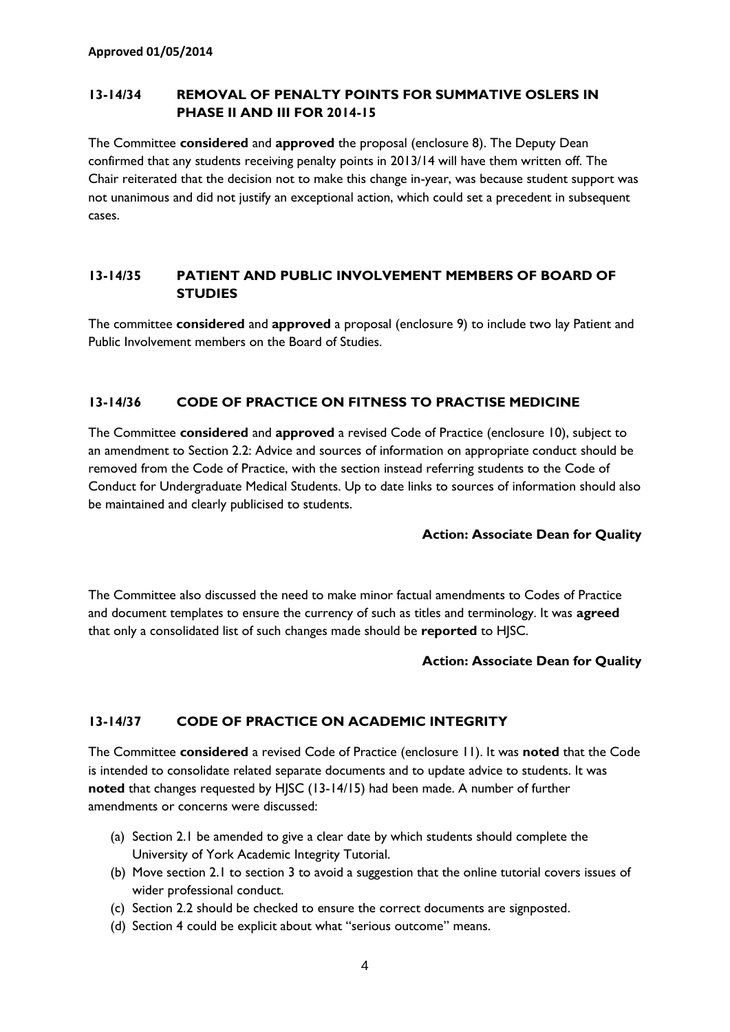**Approved 01/05/2014**

## 13-14/34 REMOVAL OF PENALTY POINTS FOR SUMMATIVE OSLERS IN PHASE II AND III FOR 2014-15

The Committee **considered** and **approved** the proposal (enclosure 8). The Deputy Dean confirmed that any students receiving penalty points in 2013/14 will have them written off. The Chair reiterated that the decision not to make this change in-year, was because student support was not unanimous and did not justify an exceptional action, which could set a precedent in subsequent cases.

## 13-14/35 PATIENT AND PUBLIC INVOLVEMENT MEMBERS OF BOARD OF STUDIES

The committee **considered** and **approved** a proposal (enclosure 9) to include two lay Patient and Public Involvement members on the Board of Studies.

## 13-14/36 CODE OF PRACTICE ON FITNESS TO PRACTISE MEDICINE

The Committee **considered** and **approved** a revised Code of Practice (enclosure 10), subject to an amendment to Section 2.2: Advice and sources of information on appropriate conduct should be removed from the Code of Practice, with the section instead referring students to the Code of Conduct for Undergraduate Medical Students. Up to date links to sources of information should also be maintained and clearly publicised to students.

**Action: Associate Dean for Quality**

The Committee also discussed the need to make minor factual amendments to Codes of Practice and document templates to ensure the currency of such as titles and terminology. It was **agreed** that only a consolidated list of such changes made should be **reported** to HJSC.

**Action: Associate Dean for Quality**

## 13-14/37 CODE OF PRACTICE ON ACADEMIC INTEGRITY

The Committee **considered** a revised Code of Practice (enclosure 11). It was **noted** that the Code is intended to consolidate related separate documents and to update advice to students. It was **noted** that changes requested by HJSC (13-14/15) had been made. A number of further amendments or concerns were discussed:

(a) Section 2.1 be amended to give a clear date by which students should complete the University of York Academic Integrity Tutorial.
(b) Move section 2.1 to section 3 to avoid a suggestion that the online tutorial covers issues of wider professional conduct.
(c) Section 2.2 should be checked to ensure the correct documents are signposted.
(d) Section 4 could be explicit about what "serious outcome" means.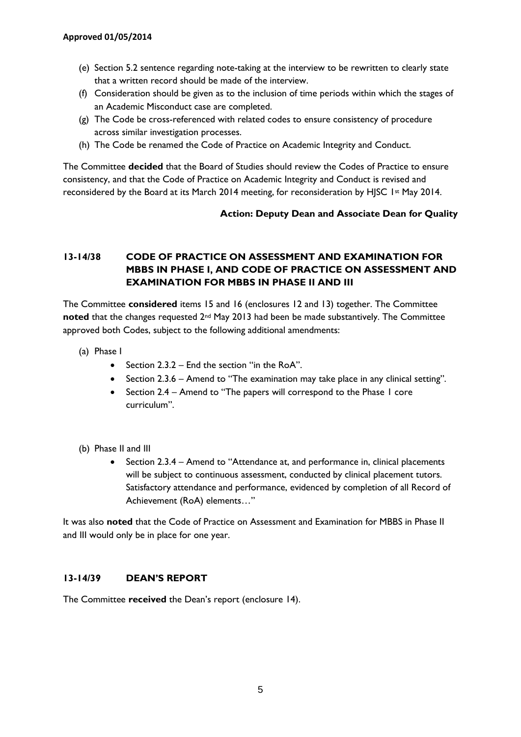**Approved 01/05/2014**

(e) Section 5.2 sentence regarding note-taking at the interview to be rewritten to clearly state that a written record should be made of the interview.
(f) Consideration should be given as to the inclusion of time periods within which the stages of an Academic Misconduct case are completed.
(g) The Code be cross-referenced with related codes to ensure consistency of procedure across similar investigation processes.
(h) The Code be renamed the Code of Practice on Academic Integrity and Conduct.

The Committee **decided** that the Board of Studies should review the Codes of Practice to ensure consistency, and that the Code of Practice on Academic Integrity and Conduct is revised and reconsidered by the Board at its March 2014 meeting, for reconsideration by HJSC 1st May 2014.

**Action: Deputy Dean and Associate Dean for Quality**

## 13-14/38 CODE OF PRACTICE ON ASSESSMENT AND EXAMINATION FOR MBBS IN PHASE I, AND CODE OF PRACTICE ON ASSESSMENT AND EXAMINATION FOR MBBS IN PHASE II AND III

The Committee **considered** items 15 and 16 (enclosures 12 and 13) together. The Committee **noted** that the changes requested 2nd May 2013 had been be made substantively. The Committee approved both Codes, subject to the following additional amendments:

(a) Phase I
- Section 2.3.2 – End the section "in the RoA".
- Section 2.3.6 – Amend to "The examination may take place in any clinical setting".
- Section 2.4 – Amend to "The papers will correspond to the Phase 1 core curriculum".

(b) Phase II and III
- Section 2.3.4 – Amend to "Attendance at, and performance in, clinical placements will be subject to continuous assessment, conducted by clinical placement tutors. Satisfactory attendance and performance, evidenced by completion of all Record of Achievement (RoA) elements…"

It was also **noted** that the Code of Practice on Assessment and Examination for MBBS in Phase II and III would only be in place for one year.

## 13-14/39 DEAN'S REPORT

The Committee **received** the Dean's report (enclosure 14).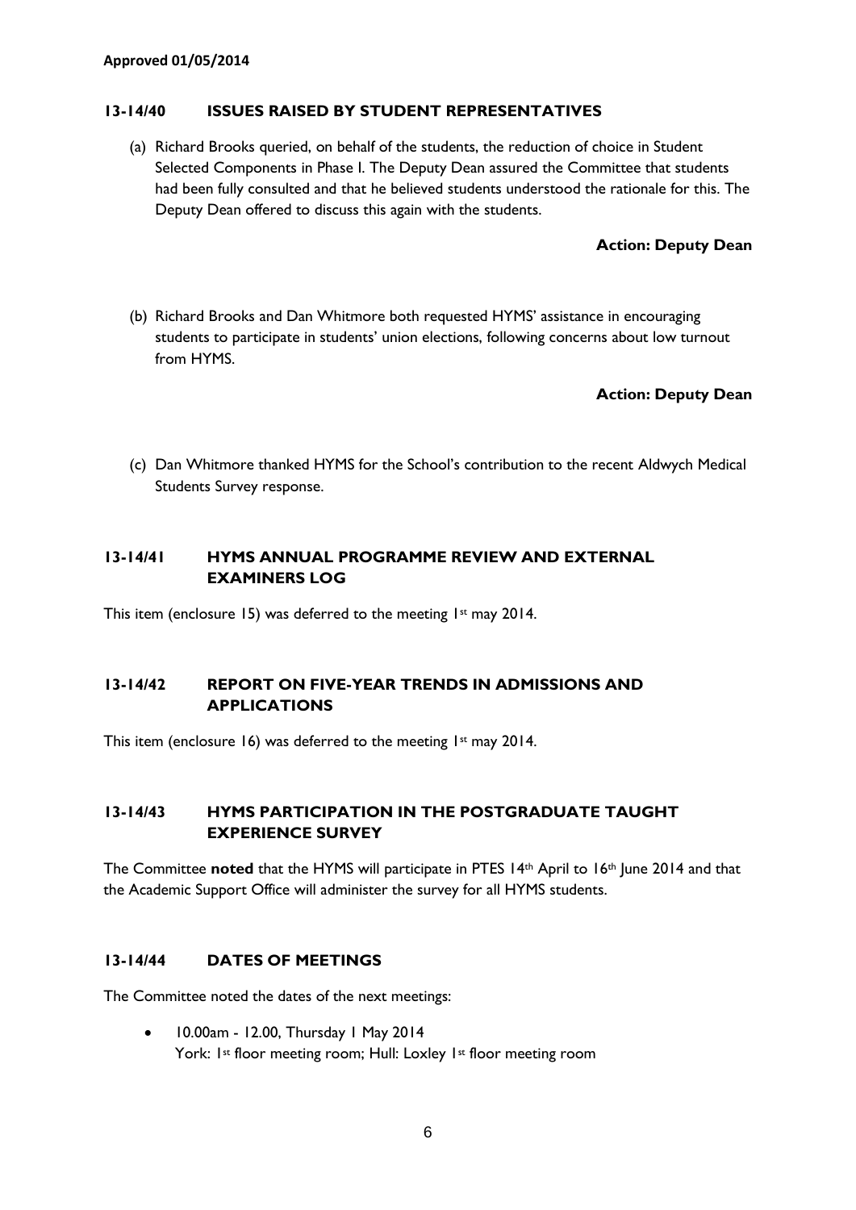**Approved 01/05/2014**

### 13-14/40 ISSUES RAISED BY STUDENT REPRESENTATIVES

(a) Richard Brooks queried, on behalf of the students, the reduction of choice in Student Selected Components in Phase I. The Deputy Dean assured the Committee that students had been fully consulted and that he believed students understood the rationale for this. The Deputy Dean offered to discuss this again with the students.

**Action: Deputy Dean**

(b) Richard Brooks and Dan Whitmore both requested HYMS' assistance in encouraging students to participate in students' union elections, following concerns about low turnout from HYMS.

**Action: Deputy Dean**

(c) Dan Whitmore thanked HYMS for the School's contribution to the recent Aldwych Medical Students Survey response.

### 13-14/41 HYMS ANNUAL PROGRAMME REVIEW AND EXTERNAL EXAMINERS LOG

This item (enclosure 15) was deferred to the meeting 1st may 2014.

### 13-14/42 REPORT ON FIVE-YEAR TRENDS IN ADMISSIONS AND APPLICATIONS

This item (enclosure 16) was deferred to the meeting 1st may 2014.

### 13-14/43 HYMS PARTICIPATION IN THE POSTGRADUATE TAUGHT EXPERIENCE SURVEY

The Committee **noted** that the HYMS will participate in PTES 14th April to 16th June 2014 and that the Academic Support Office will administer the survey for all HYMS students.

### 13-14/44 DATES OF MEETINGS

The Committee noted the dates of the next meetings:

- 10.00am - 12.00, Thursday 1 May 2014
  York: 1st floor meeting room; Hull: Loxley 1st floor meeting room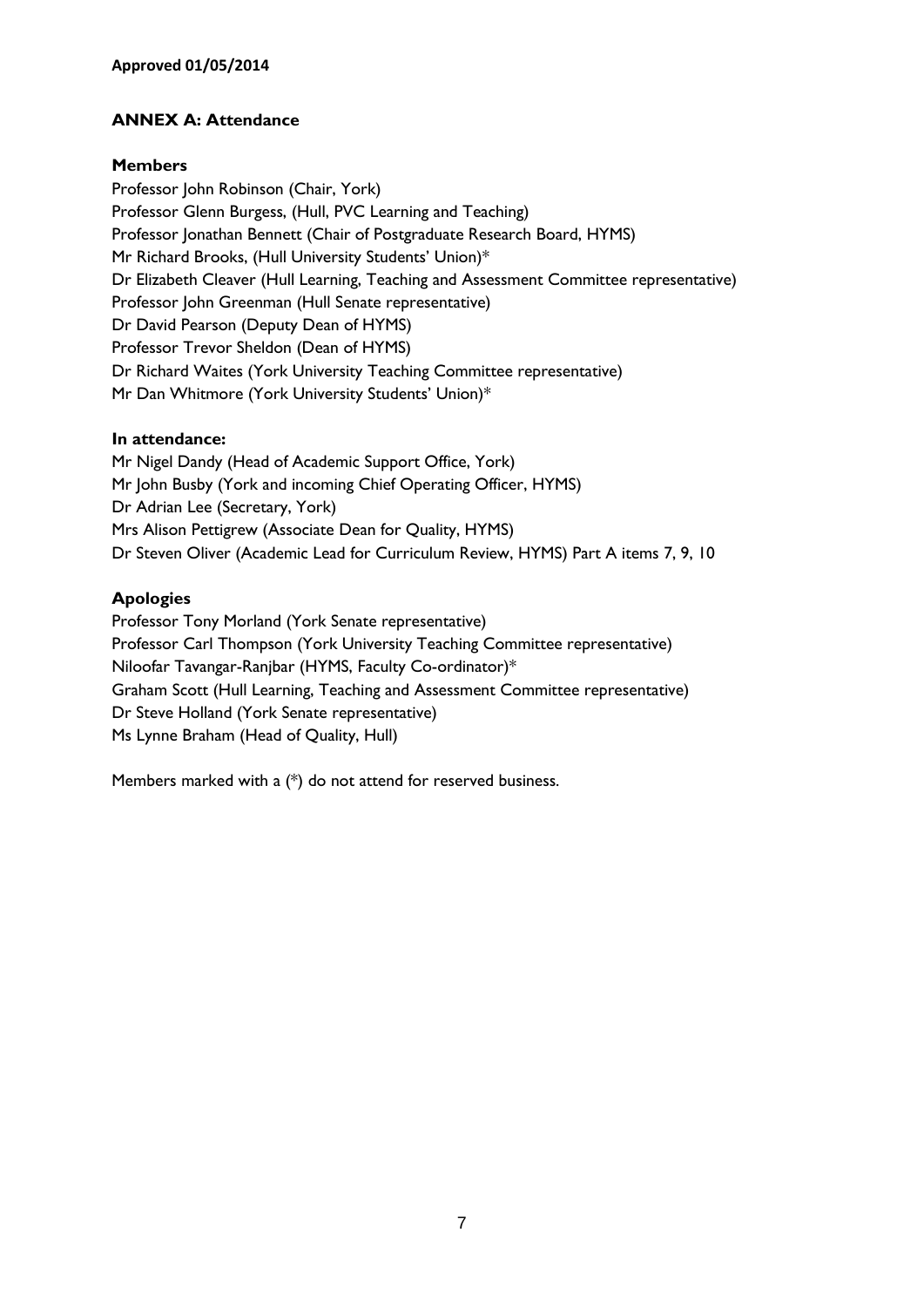**Approved 01/05/2014**

## ANNEX A: Attendance

### Members

Professor John Robinson (Chair, York)
Professor Glenn Burgess, (Hull, PVC Learning and Teaching)
Professor Jonathan Bennett (Chair of Postgraduate Research Board, HYMS)
Mr Richard Brooks, (Hull University Students' Union)*
Dr Elizabeth Cleaver (Hull Learning, Teaching and Assessment Committee representative)
Professor John Greenman (Hull Senate representative)
Dr David Pearson (Deputy Dean of HYMS)
Professor Trevor Sheldon (Dean of HYMS)
Dr Richard Waites (York University Teaching Committee representative)
Mr Dan Whitmore (York University Students' Union)*

### In attendance:

Mr Nigel Dandy (Head of Academic Support Office, York)
Mr John Busby (York and incoming Chief Operating Officer, HYMS)
Dr Adrian Lee (Secretary, York)
Mrs Alison Pettigrew (Associate Dean for Quality, HYMS)
Dr Steven Oliver (Academic Lead for Curriculum Review, HYMS) Part A items 7, 9, 10

### Apologies

Professor Tony Morland (York Senate representative)
Professor Carl Thompson (York University Teaching Committee representative)
Niloofar Tavangar-Ranjbar (HYMS, Faculty Co-ordinator)*
Graham Scott (Hull Learning, Teaching and Assessment Committee representative)
Dr Steve Holland (York Senate representative)
Ms Lynne Braham (Head of Quality, Hull)

Members marked with a (*) do not attend for reserved business.